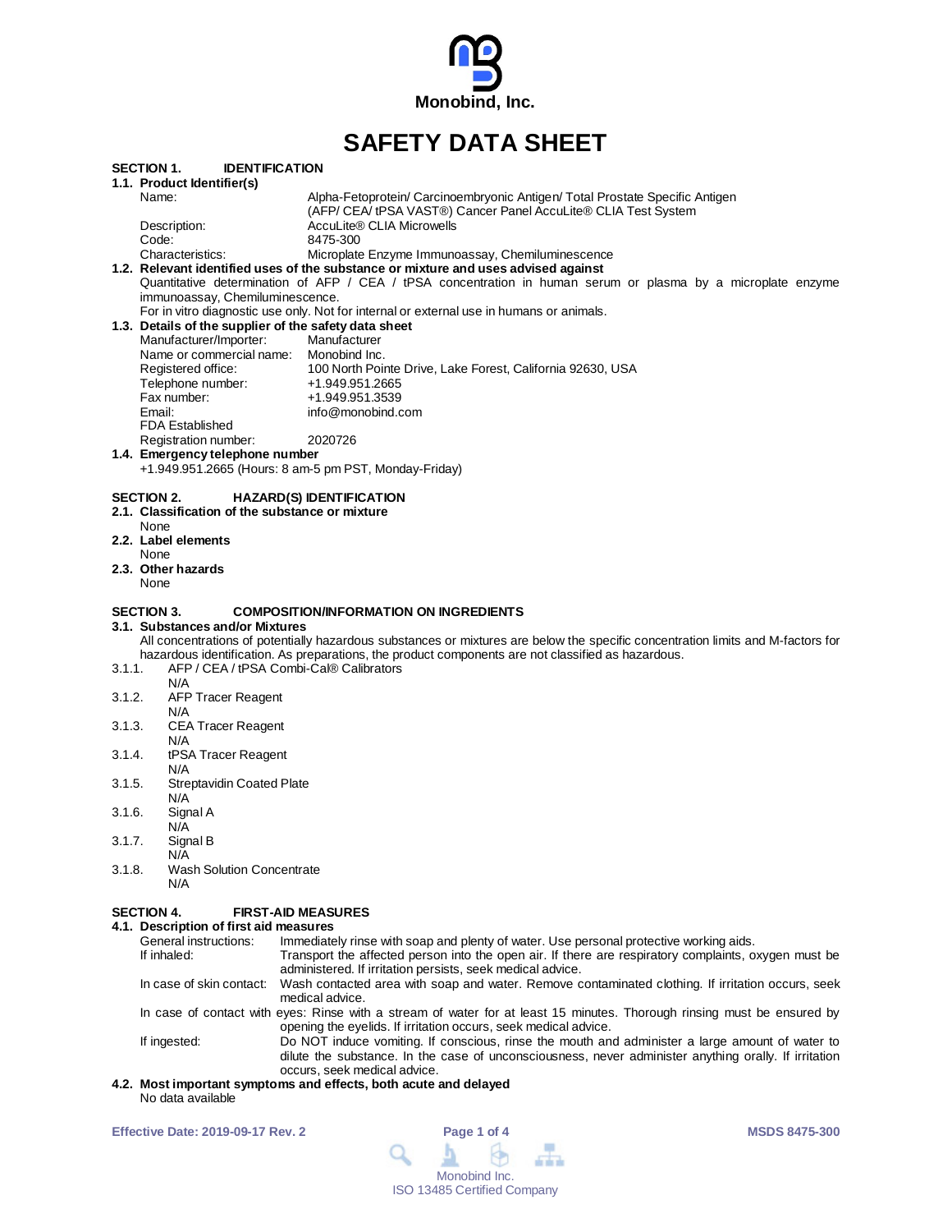Monobind, Inc.

# SAFETY DATA SHEET

## SECTION 1. IDENTIFICATION

### 1.1. Product Identifier(s)

| | |
|---|---|
| Name: | Alpha-Fetoprotein/ Carcinoembryonic Antigen/ Total Prostate Specific Antigen (AFP/ CEA/ tPSA VAST®) Cancer Panel AccuLite® CLIA Test System |
| Description: | AccuLite® CLIA Microwells |
| Code: | 8475-300 |
| Characteristics: | Microplate Enzyme Immunoassay, Chemiluminescence |

### 1.2. Relevant identified uses of the substance or mixture and uses advised against

Quantitative determination of AFP / CEA / tPSA concentration in human serum or plasma by a microplate enzyme immunoassay, Chemiluminescence.

For in vitro diagnostic use only. Not for internal or external use in humans or animals.

### 1.3. Details of the supplier of the safety data sheet

| | |
|---|---|
| Manufacturer/Importer: | Manufacturer |
| Name or commercial name: | Monobind Inc. |
| Registered office: | 100 North Pointe Drive, Lake Forest, California 92630, USA |
| Telephone number: | +1.949.951.2665 |
| Fax number: | +1.949.951.3539 |
| Email: | info@monobind.com |
| FDA Established Registration number: | 2020726 |

### 1.4. Emergency telephone number

+1.949.951.2665 (Hours: 8 am-5 pm PST, Monday-Friday)

## SECTION 2. HAZARD(S) IDENTIFICATION

### 2.1. Classification of the substance or mixture

None

### 2.2. Label elements

None

### 2.3. Other hazards

None

## SECTION 3. COMPOSITION/INFORMATION ON INGREDIENTS

### 3.1. Substances and/or Mixtures

All concentrations of potentially hazardous substances or mixtures are below the specific concentration limits and M-factors for hazardous identification. As preparations, the product components are not classified as hazardous.

3.1.1. AFP / CEA / tPSA Combi-Cal® Calibrators
N/A

3.1.2. AFP Tracer Reagent
N/A

3.1.3. CEA Tracer Reagent
N/A

3.1.4. tPSA Tracer Reagent
N/A

3.1.5. Streptavidin Coated Plate
N/A

3.1.6. Signal A
N/A

3.1.7. Signal B
N/A

3.1.8. Wash Solution Concentrate
N/A

## SECTION 4. FIRST-AID MEASURES

### 4.1. Description of first aid measures

| | |
|---|---|
| General instructions: | Immediately rinse with soap and plenty of water. Use personal protective working aids. |
| If inhaled: | Transport the affected person into the open air. If there are respiratory complaints, oxygen must be administered. If irritation persists, seek medical advice. |
| In case of skin contact: | Wash contacted area with soap and water. Remove contaminated clothing. If irritation occurs, seek medical advice. |
| In case of contact with eyes: | Rinse with a stream of water for at least 15 minutes. Thorough rinsing must be ensured by opening the eyelids. If irritation occurs, seek medical advice. |
| If ingested: | Do NOT induce vomiting. If conscious, rinse the mouth and administer a large amount of water to dilute the substance. In the case of unconsciousness, never administer anything orally. If irritation occurs, seek medical advice. |

### 4.2. Most important symptoms and effects, both acute and delayed

No data available

Effective Date: 2019-09-17 Rev. 2

MSDS 8475-300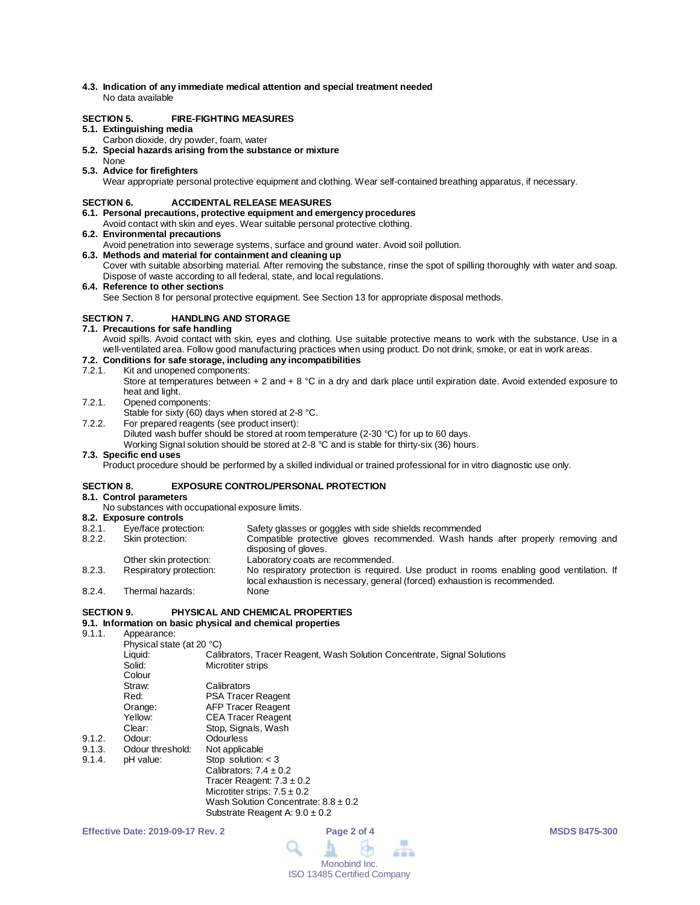**4.3. Indication of any immediate medical attention and special treatment needed**
No data available

## SECTION 5. FIRE-FIGHTING MEASURES

**5.1. Extinguishing media**
Carbon dioxide, dry powder, foam, water

**5.2. Special hazards arising from the substance or mixture**
None

**5.3. Advice for firefighters**
Wear appropriate personal protective equipment and clothing. Wear self-contained breathing apparatus, if necessary.

## SECTION 6. ACCIDENTAL RELEASE MEASURES

**6.1. Personal precautions, protective equipment and emergency procedures**
Avoid contact with skin and eyes. Wear suitable personal protective clothing.

**6.2. Environmental precautions**
Avoid penetration into sewerage systems, surface and ground water. Avoid soil pollution.

**6.3. Methods and material for containment and cleaning up**
Cover with suitable absorbing material. After removing the substance, rinse the spot of spilling thoroughly with water and soap. Dispose of waste according to all federal, state, and local regulations.

**6.4. Reference to other sections**
See Section 8 for personal protective equipment. See Section 13 for appropriate disposal methods.

## SECTION 7. HANDLING AND STORAGE

**7.1. Precautions for safe handling**
Avoid spills. Avoid contact with skin, eyes and clothing. Use suitable protective means to work with the substance. Use in a well-ventilated area. Follow good manufacturing practices when using product. Do not drink, smoke, or eat in work areas.

**7.2. Conditions for safe storage, including any incompatibilities**

7.2.1. Kit and unopened components:
Store at temperatures between + 2 and + 8 °C in a dry and dark place until expiration date. Avoid extended exposure to heat and light.

7.2.1. Opened components:
Stable for sixty (60) days when stored at 2-8 °C.

7.2.2. For prepared reagents (see product insert):
Diluted wash buffer should be stored at room temperature (2-30 °C) for up to 60 days.
Working Signal solution should be stored at 2-8 °C and is stable for thirty-six (36) hours.

**7.3. Specific end uses**
Product procedure should be performed by a skilled individual or trained professional for in vitro diagnostic use only.

## SECTION 8. EXPOSURE CONTROL/PERSONAL PROTECTION

**8.1. Control parameters**
No substances with occupational exposure limits.

**8.2. Exposure controls**

| | | |
|---|---|---|
| 8.2.1. | Eye/face protection: | Safety glasses or goggles with side shields recommended |
| 8.2.2. | Skin protection: | Compatible protective gloves recommended. Wash hands after properly removing and disposing of gloves. |
| | Other skin protection: | Laboratory coats are recommended. |
| 8.2.3. | Respiratory protection: | No respiratory protection is required. Use product in rooms enabling good ventilation. If local exhaustion is necessary, general (forced) exhaustion is recommended. |
| 8.2.4. | Thermal hazards: | None |

## SECTION 9. PHYSICAL AND CHEMICAL PROPERTIES

**9.1. Information on basic physical and chemical properties**

9.1.1. Appearance:
Physical state (at 20 °C)

| | |
|---|---|
| Liquid: | Calibrators, Tracer Reagent, Wash Solution Concentrate, Signal Solutions |
| Solid: | Microtiter strips |
| Colour | |
| Straw: | Calibrators |
| Red: | PSA Tracer Reagent |
| Orange: | AFP Tracer Reagent |
| Yellow: | CEA Tracer Reagent |
| Clear: | Stop, Signals, Wash |

| | | |
|---|---|---|
| 9.1.2. | Odour: | Odourless |
| 9.1.3. | Odour threshold: | Not applicable |
| 9.1.4. | pH value: | Stop solution: < 3<br>Calibrators: 7.4 ± 0.2<br>Tracer Reagent: 7.3 ± 0.2<br>Microtiter strips: 7.5 ± 0.2<br>Wash Solution Concentrate: 8.8 ± 0.2<br>Substrate Reagent A: 9.0 ± 0.2 |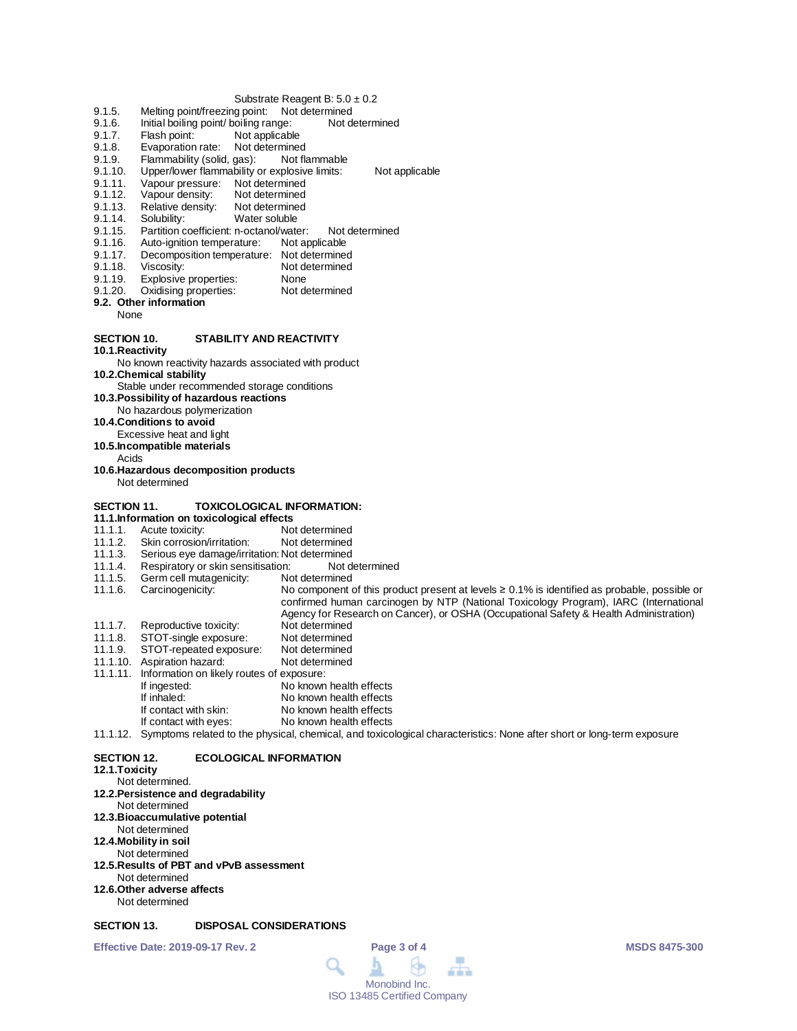Substrate Reagent B: 5.0 ± 0.2

9.1.5. Melting point/freezing point: Not determined
9.1.6. Initial boiling point/ boiling range: Not determined
9.1.7. Flash point: Not applicable
9.1.8. Evaporation rate: Not determined
9.1.9. Flammability (solid, gas): Not flammable
9.1.10. Upper/lower flammability or explosive limits: Not applicable
9.1.11. Vapour pressure: Not determined
9.1.12. Vapour density: Not determined
9.1.13. Relative density: Not determined
9.1.14. Solubility: Water soluble
9.1.15. Partition coefficient: n-octanol/water: Not determined
9.1.16. Auto-ignition temperature: Not applicable
9.1.17. Decomposition temperature: Not determined
9.1.18. Viscosity: Not determined
9.1.19. Explosive properties: None
9.1.20. Oxidising properties: Not determined

**9.2. Other information**

None

## SECTION 10. STABILITY AND REACTIVITY

**10.1.Reactivity**

No known reactivity hazards associated with product

**10.2.Chemical stability**

Stable under recommended storage conditions

**10.3.Possibility of hazardous reactions**

No hazardous polymerization

**10.4.Conditions to avoid**

Excessive heat and light

**10.5.Incompatible materials**

Acids

**10.6.Hazardous decomposition products**

Not determined

## SECTION 11. TOXICOLOGICAL INFORMATION:

**11.1.Information on toxicological effects**

11.1.1. Acute toxicity: Not determined
11.1.2. Skin corrosion/irritation: Not determined
11.1.3. Serious eye damage/irritation: Not determined
11.1.4. Respiratory or skin sensitisation: Not determined
11.1.5. Germ cell mutagenicity: Not determined
11.1.6. Carcinogenicity: No component of this product present at levels ≥ 0.1% is identified as probable, possible or confirmed human carcinogen by NTP (National Toxicology Program), IARC (International Agency for Research on Cancer), or OSHA (Occupational Safety & Health Administration)
11.1.7. Reproductive toxicity: Not determined
11.1.8. STOT-single exposure: Not determined
11.1.9. STOT-repeated exposure: Not determined
11.1.10. Aspiration hazard: Not determined
11.1.11. Information on likely routes of exposure:

- If ingested: No known health effects
- If inhaled: No known health effects
- If contact with skin: No known health effects
- If contact with eyes: No known health effects

11.1.12. Symptoms related to the physical, chemical, and toxicological characteristics: None after short or long-term exposure

## SECTION 12. ECOLOGICAL INFORMATION

**12.1.Toxicity**

Not determined.

**12.2.Persistence and degradability**

Not determined

**12.3.Bioaccumulative potential**

Not determined

**12.4.Mobility in soil**

Not determined

**12.5.Results of PBT and vPvB assessment**

Not determined

**12.6.Other adverse affects**

Not determined

## SECTION 13. DISPOSAL CONSIDERATIONS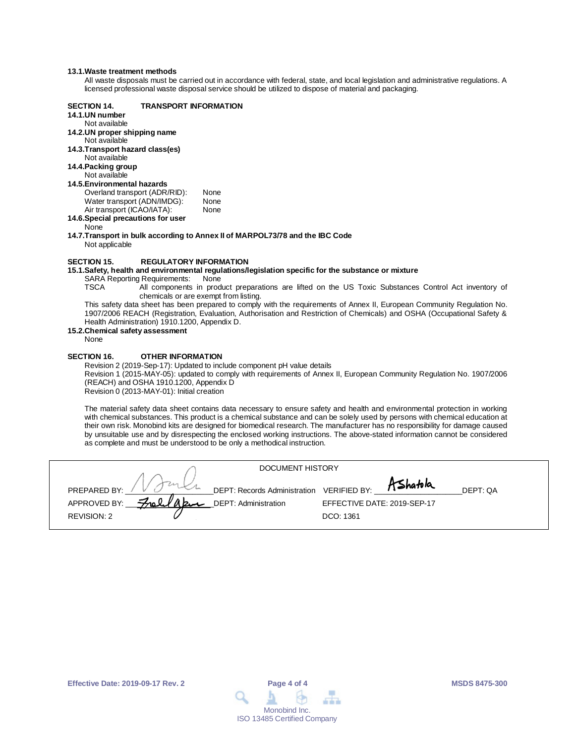**13.1.Waste treatment methods**

All waste disposals must be carried out in accordance with federal, state, and local legislation and administrative regulations. A licensed professional waste disposal service should be utilized to dispose of material and packaging.

## SECTION 14. TRANSPORT INFORMATION

**14.1.UN number**

Not available

**14.2.UN proper shipping name**

Not available

**14.3.Transport hazard class(es)**

Not available

**14.4.Packing group**

Not available

**14.5.Environmental hazards**

Overland transport (ADR/RID): None
Water transport (ADN/IMDG): None
Air transport (ICAO/IATA): None

**14.6.Special precautions for user**

None

**14.7.Transport in bulk according to Annex II of MARPOL73/78 and the IBC Code**

Not applicable

## SECTION 15. REGULATORY INFORMATION

**15.1.Safety, health and environmental regulations/legislation specific for the substance or mixture**

SARA Reporting Requirements: None

TSCA All components in product preparations are lifted on the US Toxic Substances Control Act inventory of chemicals or are exempt from listing.

This safety data sheet has been prepared to comply with the requirements of Annex II, European Community Regulation No. 1907/2006 REACH (Registration, Evaluation, Authorisation and Restriction of Chemicals) and OSHA (Occupational Safety & Health Administration) 1910.1200, Appendix D.

**15.2.Chemical safety assessment**

None

## SECTION 16. OTHER INFORMATION

Revision 2 (2019-Sep-17): Updated to include component pH value details
Revision 1 (2015-MAY-05): updated to comply with requirements of Annex II, European Community Regulation No. 1907/2006 (REACH) and OSHA 1910.1200, Appendix D
Revision 0 (2013-MAY-01): Initial creation

The material safety data sheet contains data necessary to ensure safety and health and environmental protection in working with chemical substances. This product is a chemical substance and can be solely used by persons with chemical education at their own risk. Monobind kits are designed for biomedical research. The manufacturer has no responsibility for damage caused by unsuitable use and by disrespecting the enclosed working instructions. The above-stated information cannot be considered as complete and must be understood to be only a methodical instruction.

| DOCUMENT HISTORY | | | |
|---|---|---|---|
| PREPARED BY: (signature) | DEPT: Records Administration | VERIFIED BY: AShatola | DEPT: QA |
| APPROVED BY: (signature) | DEPT: Administration | EFFECTIVE DATE: 2019-SEP-17 | |
| REVISION: 2 | | DCO: 1361 | |

Effective Date: 2019-09-17 Rev. 2 MSDS 8475-300

Monobind Inc.
ISO 13485 Certified Company